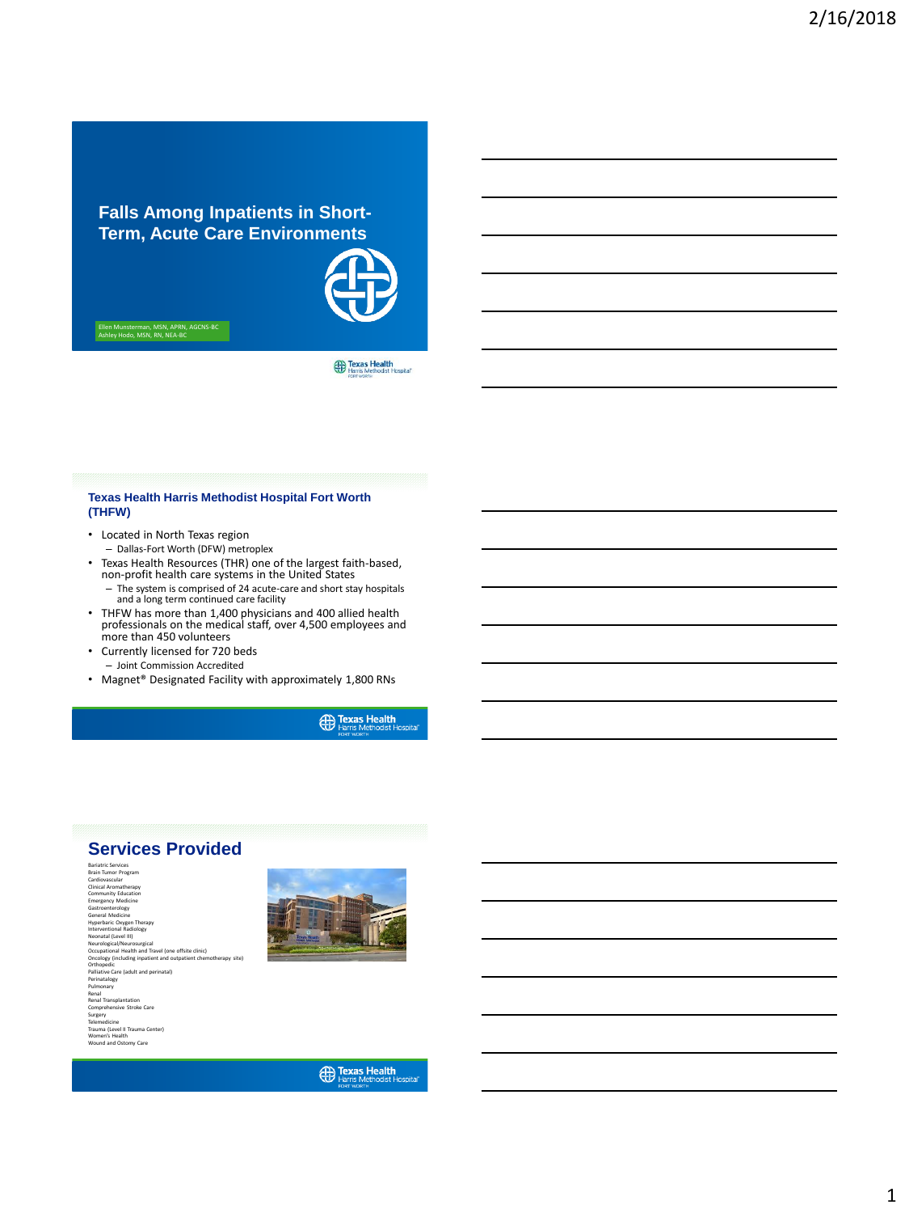# Falls Among Inpatients in Short-Term, Acute Care Environments

Ellen Munsterman, MSN, APRN, AGCNS-BC
Ashley Hodo, MSN, RN, NEA-BC

Texas Health Harris Methodist Hospital Fort Worth

## Texas Health Harris Methodist Hospital Fort Worth (THFW)

- Located in North Texas region
  - Dallas-Fort Worth (DFW) metroplex
- Texas Health Resources (THR) one of the largest faith-based, non-profit health care systems in the United States
  - The system is comprised of 24 acute-care and short stay hospitals and a long term continued care facility
- THFW has more than 1,400 physicians and 400 allied health professionals on the medical staff, over 4,500 employees and more than 450 volunteers
- Currently licensed for 720 beds
  - Joint Commission Accredited
- Magnet® Designated Facility with approximately 1,800 RNs

## Services Provided

- Bariatric Services
- Brain Tumor Program
- Cardiovascular
- Clinical Aromatherapy
- Community Education
- Emergency Medicine
- Gastroenterology
- General Medicine
- Hyperbaric Oxygen Therapy
- Interventional Radiology
- Neonatal (Level III)
- Neurological/Neurosurgical
- Occupational Health and Travel (one offsite clinic)
- Oncology (including inpatient and outpatient chemotherapy site)
- Orthopedic
- Palliative Care (adult and perinatal)
- Perinatology
- Pulmonary
- Renal
- Renal Transplantation
- Comprehensive Stroke Care
- Surgery
- Telemedicine
- Trauma (Level II Trauma Center)
- Women's Health
- Wound and Ostomy Care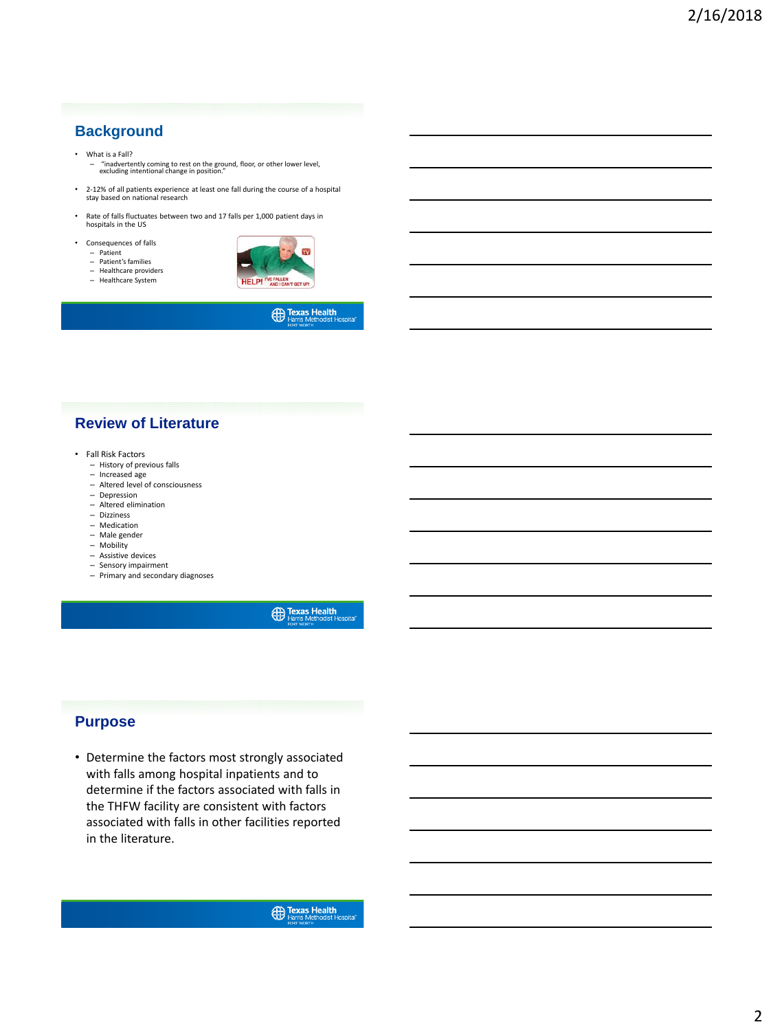## Background

- What is a Fall?
  - "inadvertently coming to rest on the ground, floor, or other lower level, excluding intentional change in position."
- 2-12% of all patients experience at least one fall during the course of a hospital stay based on national research
- Rate of falls fluctuates between two and 17 falls per 1,000 patient days in hospitals in the US
- Consequences of falls
  - Patient
  - Patient's families
  - Healthcare providers
  - Healthcare System

## Review of Literature

- Fall Risk Factors
  - History of previous falls
  - Increased age
  - Altered level of consciousness
  - Depression
  - Altered elimination
  - Dizziness
  - Medication
  - Male gender
  - Mobility
  - Assistive devices
  - Sensory impairment
  - Primary and secondary diagnoses

## Purpose

- Determine the factors most strongly associated with falls among hospital inpatients and to determine if the factors associated with falls in the THFW facility are consistent with factors associated with falls in other facilities reported in the literature.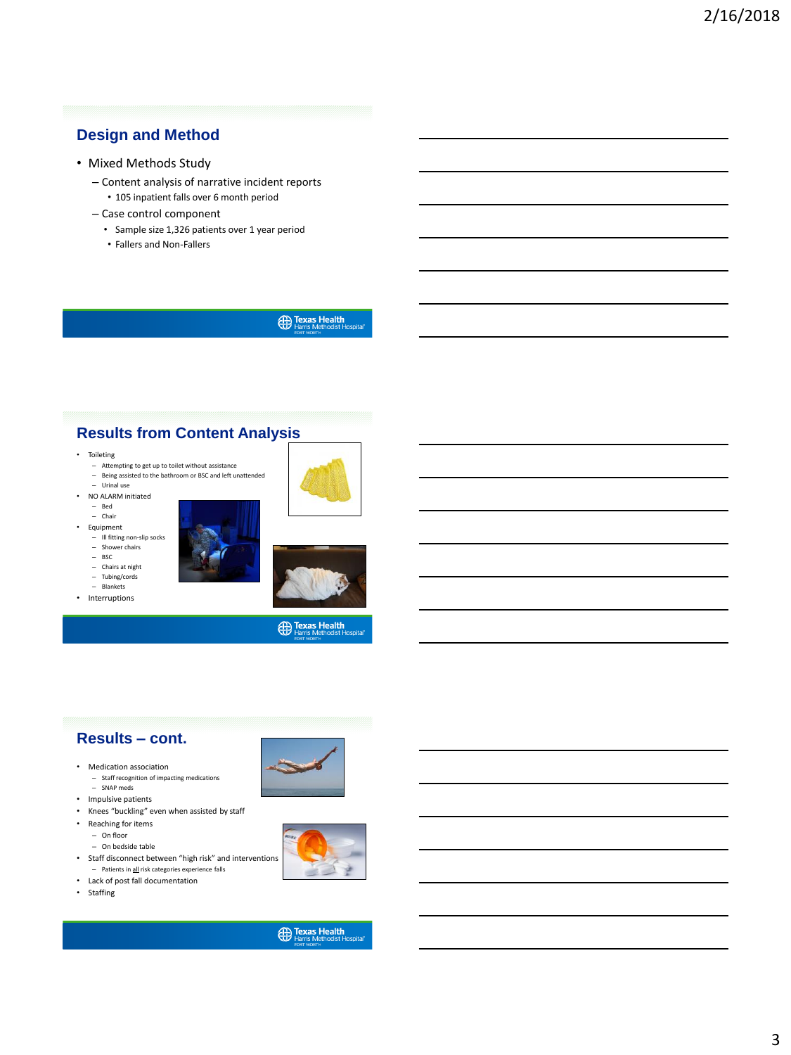## Design and Method

- Mixed Methods Study
  - Content analysis of narrative incident reports
    - 105 inpatient falls over 6 month period
  - Case control component
    - Sample size 1,326 patients over 1 year period
    - Fallers and Non-Fallers

## Results from Content Analysis

- Toileting
  - Attempting to get up to toilet without assistance
  - Being assisted to the bathroom or BSC and left unattended
  - Urinal use
- NO ALARM initiated
  - Bed
  - Chair
- Equipment
  - Ill fitting non-slip socks
  - Shower chairs
  - BSC
  - Chairs at night
  - Tubing/cords
  - Blankets
- Interruptions

## Results – cont.

- Medication association
  - Staff recognition of impacting medications
  - SNAP meds
- Impulsive patients
- Knees "buckling" even when assisted by staff
- Reaching for items
  - On floor
  - On bedside table
- Staff disconnect between "high risk" and interventions
  - Patients in <u>all</u> risk categories experience falls
- Lack of post fall documentation
- Staffing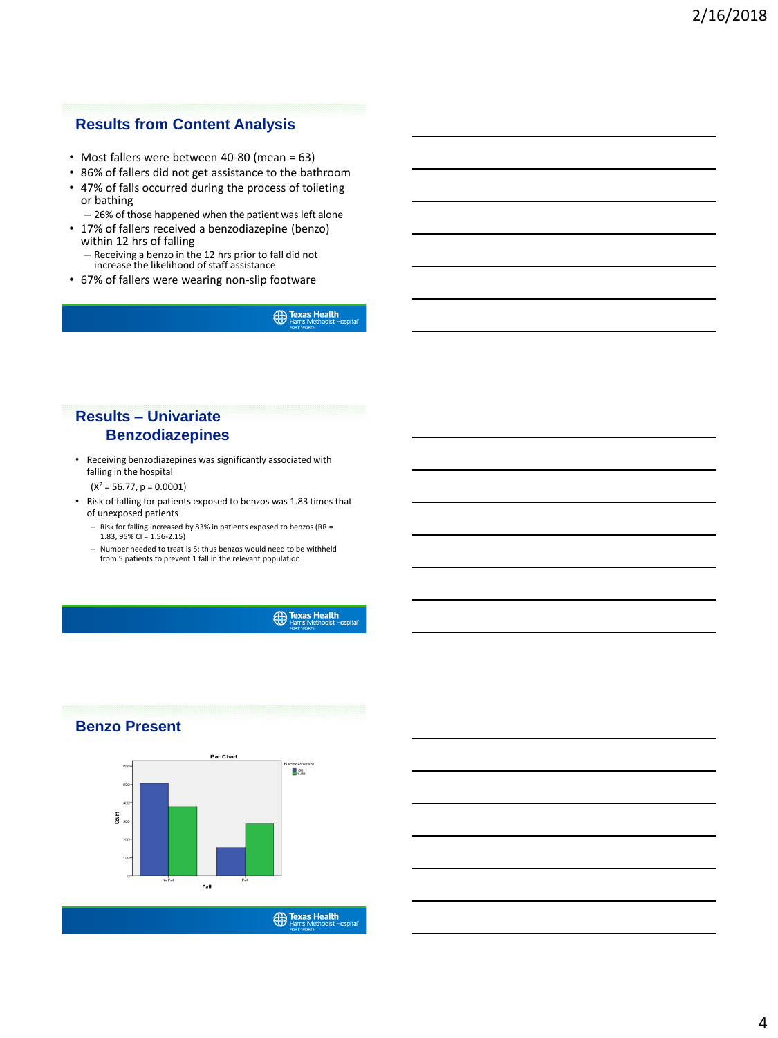## Results from Content Analysis

- Most fallers were between 40-80 (mean = 63)
- 86% of fallers did not get assistance to the bathroom
- 47% of falls occurred during the process of toileting or bathing
  - 26% of those happened when the patient was left alone
- 17% of fallers received a benzodiazepine (benzo) within 12 hrs of falling
  - Receiving a benzo in the 12 hrs prior to fall did not increase the likelihood of staff assistance
- 67% of fallers were wearing non-slip footware

## Results – Univariate Benzodiazepines

- Receiving benzodiazepines was significantly associated with falling in the hospital
  ($X^2 = 56.77$, $p = 0.0001$)
- Risk of falling for patients exposed to benzos was 1.83 times that of unexposed patients
  - Risk for falling increased by 83% in patients exposed to benzos (RR = 1.83, 95% CI = 1.56-2.15)
  - Number needed to treat is 5; thus benzos would need to be withheld from 5 patients to prevent 1 fall in the relevant population

## Benzo Present

Bar Chart

Benzo Present: .00, 1.00

Count (0–600) by Fall: No Fall, Fall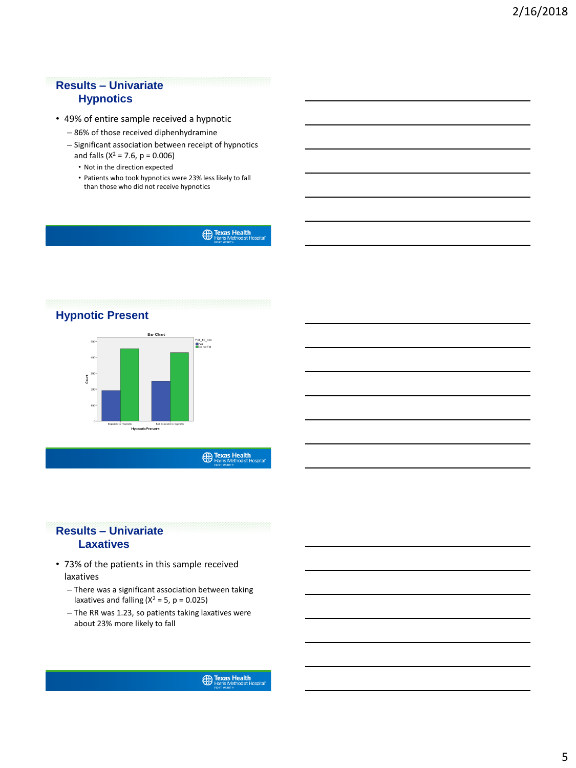## Results – Univariate Hypnotics

- 49% of entire sample received a hypnotic
  - 86% of those received diphenhydramine
  - Significant association between receipt of hypnotics and falls ($X^2 = 7.6$, $p = 0.006$)
    - Not in the direction expected
    - Patients who took hypnotics were 23% less likely to fall than those who did not receive hypnotics

## Hypnotic Present

Bar Chart

Fall_fy_isk: Fall; Did not Fall

Count

Exposed to Hypnotic | Not exposed to hypnotic

HypnoticPresent

## Results – Univariate Laxatives

- 73% of the patients in this sample received laxatives
  - There was a significant association between taking laxatives and falling ($X^2 = 5$, $p = 0.025$)
  - The RR was 1.23, so patients taking laxatives were about 23% more likely to fall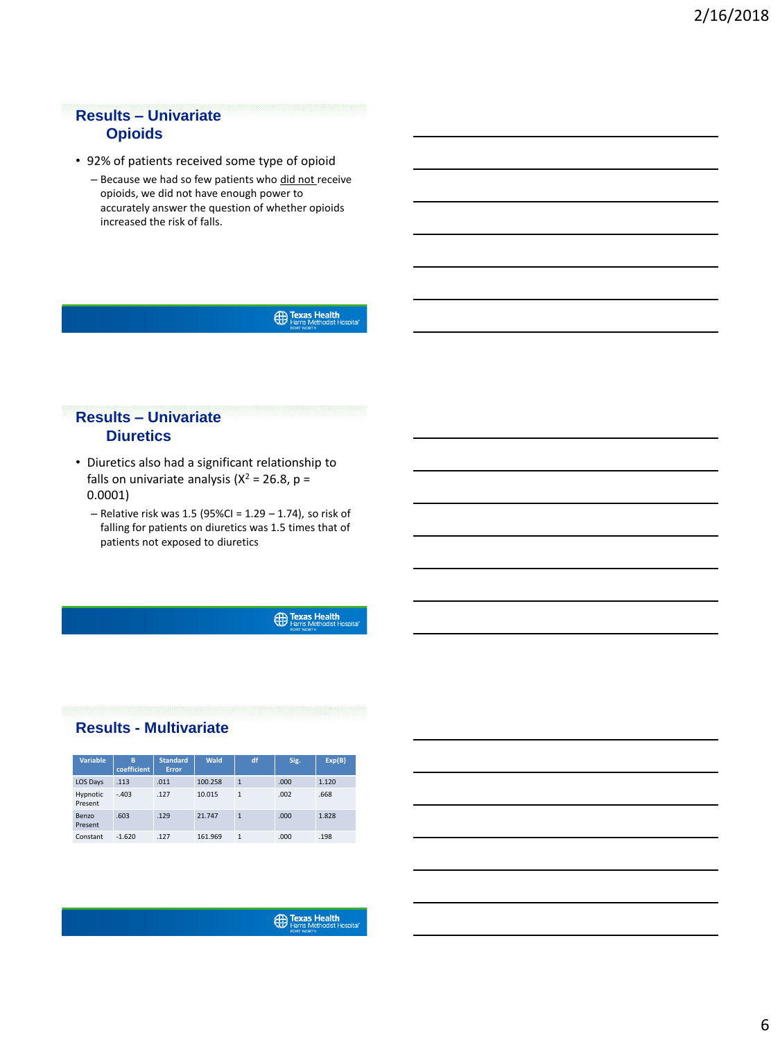## Results – Univariate Opioids

- 92% of patients received some type of opioid
  - Because we had so few patients who did not receive opioids, we did not have enough power to accurately answer the question of whether opioids increased the risk of falls.

## Results – Univariate Diuretics

- Diuretics also had a significant relationship to falls on univariate analysis ($X^2 = 26.8$, $p = 0.0001$)
  - Relative risk was 1.5 (95%CI = 1.29 – 1.74), so risk of falling for patients on diuretics was 1.5 times that of patients not exposed to diuretics

## Results - Multivariate

| Variable | B coefficient | Standard Error | Wald | df | Sig. | Exp(B) |
|---|---|---|---|---|---|---|
| LOS Days | .113 | .011 | 100.258 | 1 | .000 | 1.120 |
| Hypnotic Present | -.403 | .127 | 10.015 | 1 | .002 | .668 |
| Benzo Present | .603 | .129 | 21.747 | 1 | .000 | 1.828 |
| Constant | -1.620 | .127 | 161.969 | 1 | .000 | .198 |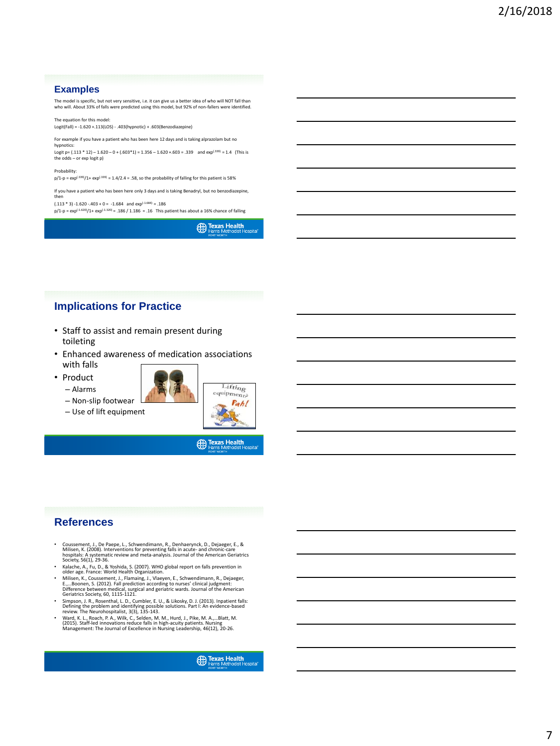## Examples

The model is specific, but not very sensitive, i.e. it can give us a better idea of who will NOT fall than who will. About 33% of falls were predicted using this model, but 92% of non-fallers were identified.

The equation for this model:
Logit(Fall) = -1.620 +.113(LOS) - .403(hypnotic) + .603(Benzodiazepine)

For example if you have a patient who has been here 12 days and is taking alprazolam but no hypnotics:
Logit p= (.113 * 12) – 1.620 – 0 + (.603*1) = 1.356 – 1.620 +.603 = .339 and $\exp^{(.339)}$ = 1.4 (This is the odds – or exp logit p)

Probability:
p/1-p = $\exp^{(.339)}$/1+ $\exp^{(.339)}$ = 1.4/2.4 = .58, so the probability of falling for this patient is 58%

If you have a patient who has been here only 3 days and is taking Benadryl, but no benzodiazepine, then
(.113 * 3) -1.620 -.403 + 0 = -1.684 and $\exp^{(-1.684)}$ = .186
p/1-p = $\exp^{(-1.620)}$/1+ $\exp^{(-1.320)}$ = .186 / 1.186 = .16 This patient has about a 16% chance of falling

## Implications for Practice

- Staff to assist and remain present during toileting
- Enhanced awareness of medication associations with falls
- Product
  - Alarms
  - Non-slip footwear
  - Use of lift equipment

## References

- Coussement, J., De Paepe, L., Schwendimann, R., Denhaerynck, D., Dejaeger, E., & Milisen, K. (2008). Interventions for preventing falls in acute- and chronic-care hospitals: A systematic review and meta-analysis. Journal of the American Geriatrics Society, 56(1), 29-36.
- Kalache, A., Fu, D., & Yoshida, S. (2007). WHO global report on falls prevention in older age. France: World Health Organization.
- Milisen, K., Coussement, J., Flamaing, J., Vlaeyen, E., Schwendimann, R., Dejaeger, E.,…Boonen, S. (2012). Fall prediction according to nurses' clinical judgment: Difference between medical, surgical and geriatric wards. Journal of the American Geriatrics Society, 60, 1115-1121.
- Simpson, J. R., Rosenthal, L. D., Cumbler, E. U., & Likosky, D. J. (2013). Inpatient falls: Defining the problem and identifying possible solutions. Part I: An evidence-based review. The Neurohospitalist, 3(3), 135-143.
- Ward, K. L., Roach, P. A., Wilk, C., Selden, M. M., Hurd, J., Pike, M. A.,…Blatt, M. (2015). Staff-led innovations reduce falls in high-acuity patients. Nursing Management: The Journal of Excellence in Nursing Leadership, 46(12), 20-26.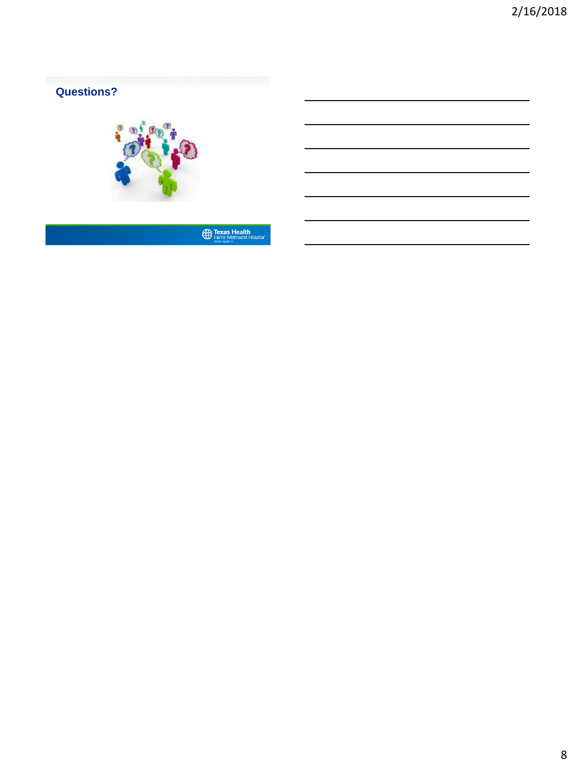## Questions?

Texas Health Harris Methodist Hospital FORT WORTH